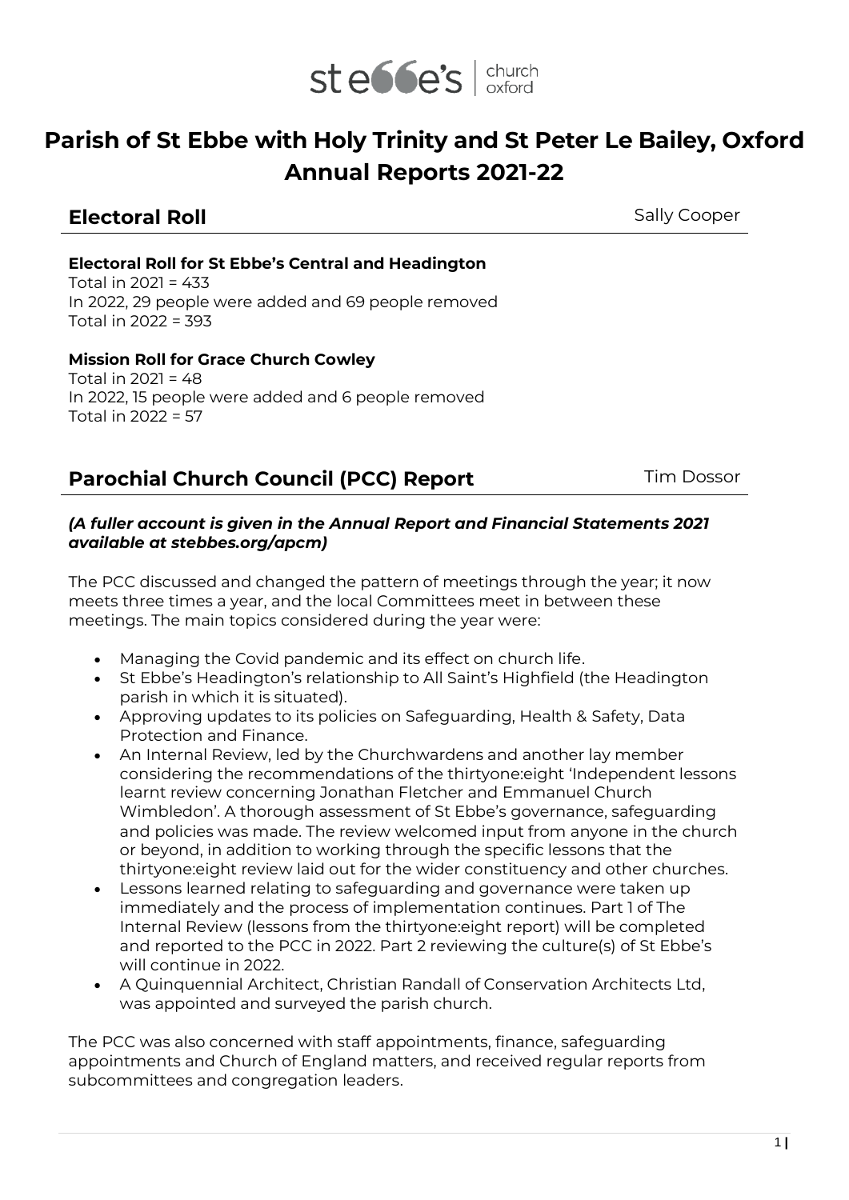# Parish of St Ebbe with Holy Trinity and St Peter Le Bailey, Oxford
# Annual Reports 2021-22

## Electoral Roll

Sally Cooper

**Electoral Roll for St Ebbe's Central and Headington**
Total in 2021 = 433
In 2022, 29 people were added and 69 people removed
Total in 2022 = 393

**Mission Roll for Grace Church Cowley**
Total in 2021 = 48
In 2022, 15 people were added and 6 people removed
Total in 2022 = 57

## Parochial Church Council (PCC) Report

Tim Dossor

***(A fuller account is given in the Annual Report and Financial Statements 2021 available at stebbes.org/apcm)***

The PCC discussed and changed the pattern of meetings through the year; it now meets three times a year, and the local Committees meet in between these meetings. The main topics considered during the year were:

- Managing the Covid pandemic and its effect on church life.
- St Ebbe's Headington's relationship to All Saint's Highfield (the Headington parish in which it is situated).
- Approving updates to its policies on Safeguarding, Health & Safety, Data Protection and Finance.
- An Internal Review, led by the Churchwardens and another lay member considering the recommendations of the thirtyone:eight 'Independent lessons learnt review concerning Jonathan Fletcher and Emmanuel Church Wimbledon'. A thorough assessment of St Ebbe's governance, safeguarding and policies was made. The review welcomed input from anyone in the church or beyond, in addition to working through the specific lessons that the thirtyone:eight review laid out for the wider constituency and other churches.
- Lessons learned relating to safeguarding and governance were taken up immediately and the process of implementation continues. Part 1 of The Internal Review (lessons from the thirtyone:eight report) will be completed and reported to the PCC in 2022. Part 2 reviewing the culture(s) of St Ebbe's will continue in 2022.
- A Quinquennial Architect, Christian Randall of Conservation Architects Ltd, was appointed and surveyed the parish church.

The PCC was also concerned with staff appointments, finance, safeguarding appointments and Church of England matters, and received regular reports from subcommittees and congregation leaders.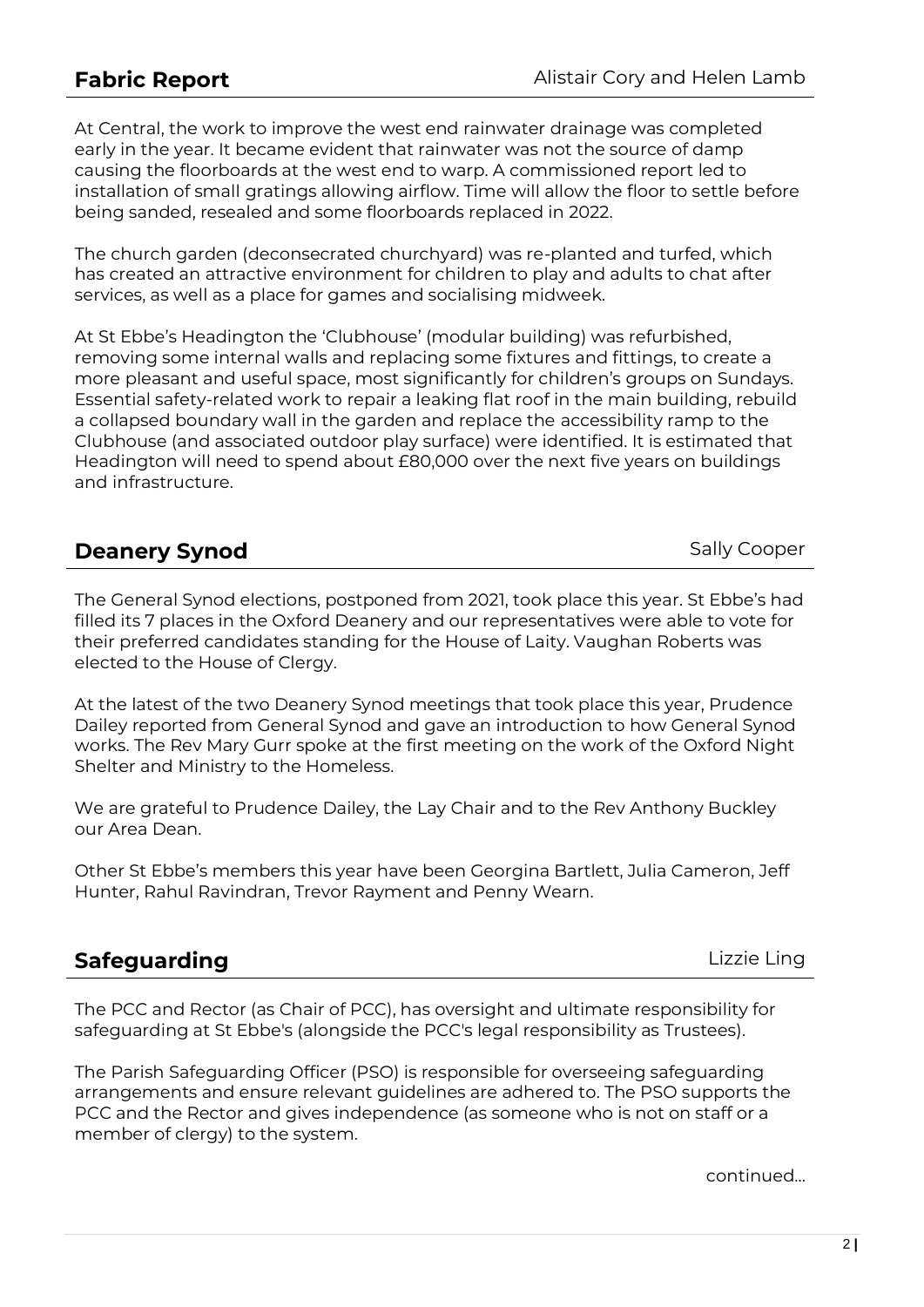## Fabric Report

Alistair Cory and Helen Lamb

At Central, the work to improve the west end rainwater drainage was completed early in the year. It became evident that rainwater was not the source of damp causing the floorboards at the west end to warp. A commissioned report led to installation of small gratings allowing airflow. Time will allow the floor to settle before being sanded, resealed and some floorboards replaced in 2022.

The church garden (deconsecrated churchyard) was re-planted and turfed, which has created an attractive environment for children to play and adults to chat after services, as well as a place for games and socialising midweek.

At St Ebbe's Headington the 'Clubhouse' (modular building) was refurbished, removing some internal walls and replacing some fixtures and fittings, to create a more pleasant and useful space, most significantly for children's groups on Sundays. Essential safety-related work to repair a leaking flat roof in the main building, rebuild a collapsed boundary wall in the garden and replace the accessibility ramp to the Clubhouse (and associated outdoor play surface) were identified. It is estimated that Headington will need to spend about £80,000 over the next five years on buildings and infrastructure.

## Deanery Synod

Sally Cooper

The General Synod elections, postponed from 2021, took place this year. St Ebbe's had filled its 7 places in the Oxford Deanery and our representatives were able to vote for their preferred candidates standing for the House of Laity. Vaughan Roberts was elected to the House of Clergy.

At the latest of the two Deanery Synod meetings that took place this year, Prudence Dailey reported from General Synod and gave an introduction to how General Synod works. The Rev Mary Gurr spoke at the first meeting on the work of the Oxford Night Shelter and Ministry to the Homeless.

We are grateful to Prudence Dailey, the Lay Chair and to the Rev Anthony Buckley our Area Dean.

Other St Ebbe's members this year have been Georgina Bartlett, Julia Cameron, Jeff Hunter, Rahul Ravindran, Trevor Rayment and Penny Wearn.

## Safeguarding

Lizzie Ling

The PCC and Rector (as Chair of PCC), has oversight and ultimate responsibility for safeguarding at St Ebbe's (alongside the PCC's legal responsibility as Trustees).

The Parish Safeguarding Officer (PSO) is responsible for overseeing safeguarding arrangements and ensure relevant guidelines are adhered to. The PSO supports the PCC and the Rector and gives independence (as someone who is not on staff or a member of clergy) to the system.

continued…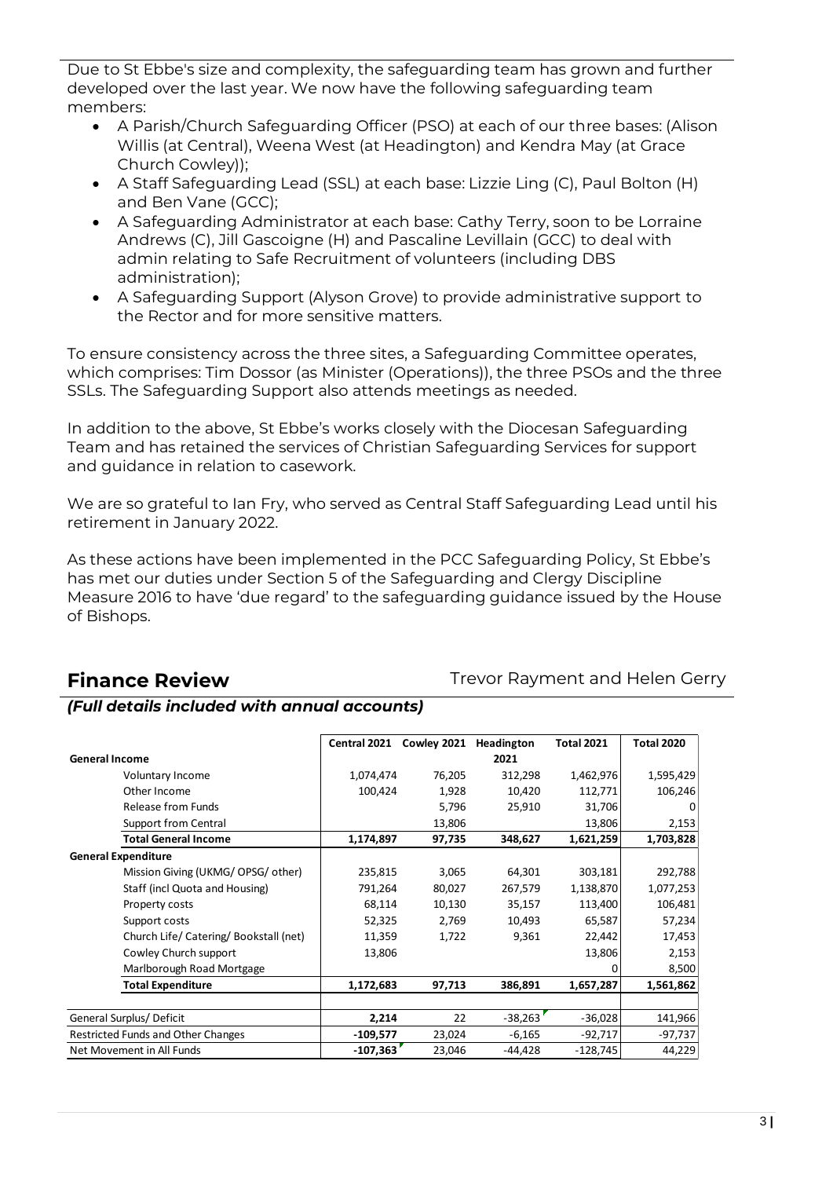Due to St Ebbe's size and complexity, the safeguarding team has grown and further developed over the last year. We now have the following safeguarding team members:

- A Parish/Church Safeguarding Officer (PSO) at each of our three bases: (Alison Willis (at Central), Weena West (at Headington) and Kendra May (at Grace Church Cowley));
- A Staff Safeguarding Lead (SSL) at each base: Lizzie Ling (C), Paul Bolton (H) and Ben Vane (GCC);
- A Safeguarding Administrator at each base: Cathy Terry, soon to be Lorraine Andrews (C), Jill Gascoigne (H) and Pascaline Levillain (GCC) to deal with admin relating to Safe Recruitment of volunteers (including DBS administration);
- A Safeguarding Support (Alyson Grove) to provide administrative support to the Rector and for more sensitive matters.

To ensure consistency across the three sites, a Safeguarding Committee operates, which comprises: Tim Dossor (as Minister (Operations)), the three PSOs and the three SSLs. The Safeguarding Support also attends meetings as needed.

In addition to the above, St Ebbe's works closely with the Diocesan Safeguarding Team and has retained the services of Christian Safeguarding Services for support and guidance in relation to casework.

We are so grateful to Ian Fry, who served as Central Staff Safeguarding Lead until his retirement in January 2022.

As these actions have been implemented in the PCC Safeguarding Policy, St Ebbe's has met our duties under Section 5 of the Safeguarding and Clergy Discipline Measure 2016 to have 'due regard' to the safeguarding guidance issued by the House of Bishops.

## Finance Review

Trevor Rayment and Helen Gerry

***(Full details included with annual accounts)***

| | Central 2021 | Cowley 2021 | Headington 2021 | Total 2021 | Total 2020 |
|---|---|---|---|---|---|
| **General Income** | | | | | |
| Voluntary Income | 1,074,474 | 76,205 | 312,298 | 1,462,976 | 1,595,429 |
| Other Income | 100,424 | 1,928 | 10,420 | 112,771 | 106,246 |
| Release from Funds | | 5,796 | 25,910 | 31,706 | 0 |
| Support from Central | | 13,806 | | 13,806 | 2,153 |
| **Total General Income** | **1,174,897** | **97,735** | **348,627** | **1,621,259** | **1,703,828** |
| **General Expenditure** | | | | | |
| Mission Giving (UKMG/ OPSG/ other) | 235,815 | 3,065 | 64,301 | 303,181 | 292,788 |
| Staff (incl Quota and Housing) | 791,264 | 80,027 | 267,579 | 1,138,870 | 1,077,253 |
| Property costs | 68,114 | 10,130 | 35,157 | 113,400 | 106,481 |
| Support costs | 52,325 | 2,769 | 10,493 | 65,587 | 57,234 |
| Church Life/ Catering/ Bookstall (net) | 11,359 | 1,722 | 9,361 | 22,442 | 17,453 |
| Cowley Church support | 13,806 | | | 13,806 | 2,153 |
| Marlborough Road Mortgage | | | | 0 | 8,500 |
| **Total Expenditure** | **1,172,683** | **97,713** | **386,891** | **1,657,287** | **1,561,862** |
| General Surplus/ Deficit | **2,214** | 22 | -38,263 | -36,028 | 141,966 |
| Restricted Funds and Other Changes | **-109,577** | 23,024 | -6,165 | -92,717 | -97,737 |
| Net Movement in All Funds | **-107,363** | 23,046 | -44,428 | -128,745 | 44,229 |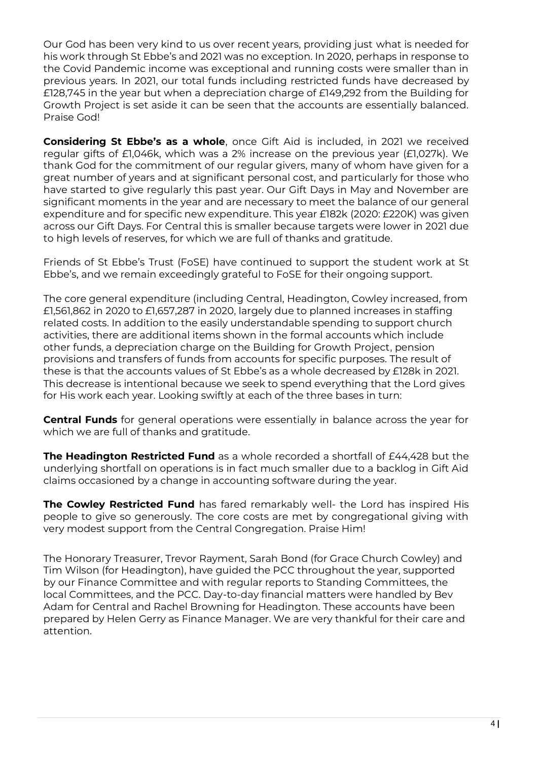Our God has been very kind to us over recent years, providing just what is needed for his work through St Ebbe's and 2021 was no exception. In 2020, perhaps in response to the Covid Pandemic income was exceptional and running costs were smaller than in previous years. In 2021, our total funds including restricted funds have decreased by £128,745 in the year but when a depreciation charge of £149,292 from the Building for Growth Project is set aside it can be seen that the accounts are essentially balanced. Praise God!

**Considering St Ebbe's as a whole**, once Gift Aid is included, in 2021 we received regular gifts of £1,046k, which was a 2% increase on the previous year (£1,027k). We thank God for the commitment of our regular givers, many of whom have given for a great number of years and at significant personal cost, and particularly for those who have started to give regularly this past year. Our Gift Days in May and November are significant moments in the year and are necessary to meet the balance of our general expenditure and for specific new expenditure. This year £182k (2020: £220K) was given across our Gift Days. For Central this is smaller because targets were lower in 2021 due to high levels of reserves, for which we are full of thanks and gratitude.

Friends of St Ebbe's Trust (FoSE) have continued to support the student work at St Ebbe's, and we remain exceedingly grateful to FoSE for their ongoing support.

The core general expenditure (including Central, Headington, Cowley increased, from £1,561,862 in 2020 to £1,657,287 in 2020, largely due to planned increases in staffing related costs. In addition to the easily understandable spending to support church activities, there are additional items shown in the formal accounts which include other funds, a depreciation charge on the Building for Growth Project, pension provisions and transfers of funds from accounts for specific purposes. The result of these is that the accounts values of St Ebbe's as a whole decreased by £128k in 2021. This decrease is intentional because we seek to spend everything that the Lord gives for His work each year. Looking swiftly at each of the three bases in turn:

**Central Funds** for general operations were essentially in balance across the year for which we are full of thanks and gratitude.

**The Headington Restricted Fund** as a whole recorded a shortfall of £44,428 but the underlying shortfall on operations is in fact much smaller due to a backlog in Gift Aid claims occasioned by a change in accounting software during the year.

**The Cowley Restricted Fund** has fared remarkably well- the Lord has inspired His people to give so generously. The core costs are met by congregational giving with very modest support from the Central Congregation. Praise Him!

The Honorary Treasurer, Trevor Rayment, Sarah Bond (for Grace Church Cowley) and Tim Wilson (for Headington), have guided the PCC throughout the year, supported by our Finance Committee and with regular reports to Standing Committees, the local Committees, and the PCC. Day-to-day financial matters were handled by Bev Adam for Central and Rachel Browning for Headington. These accounts have been prepared by Helen Gerry as Finance Manager. We are very thankful for their care and attention.